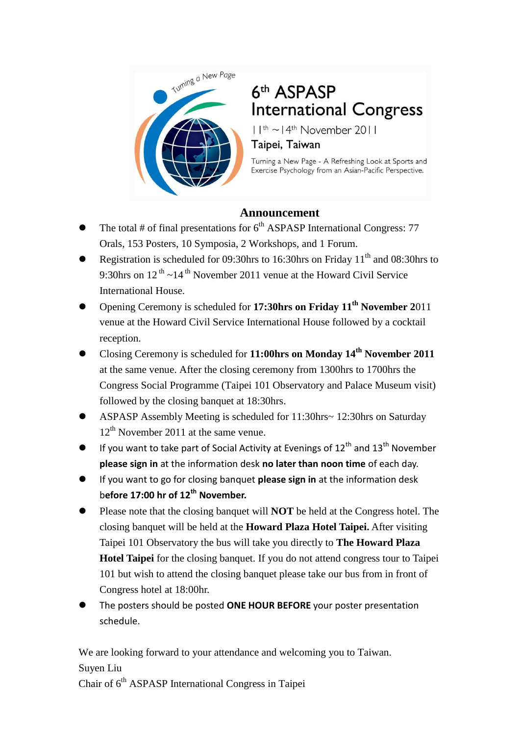Turning a New Page

# 6th ASPASP International Congress

11th ~14th November 2011

Taipei, Taiwan

Turning a New Page - A Refreshing Look at Sports and Exercise Psychology from an Asian-Pacific Perspective.

## Announcement

- The total # of final presentations for 6th ASPASP International Congress: 77 Orals, 153 Posters, 10 Symposia, 2 Workshops, and 1 Forum.
- Registration is scheduled for 09:30hrs to 16:30hrs on Friday 11th and 08:30hrs to 9:30hrs on 12th ~14th November 2011 venue at the Howard Civil Service International House.
- Opening Ceremony is scheduled for **17:30hrs on Friday 11th November 2**011 venue at the Howard Civil Service International House followed by a cocktail reception.
- Closing Ceremony is scheduled for **11:00hrs on Monday 14th November 2011** at the same venue. After the closing ceremony from 1300hrs to 1700hrs the Congress Social Programme (Taipei 101 Observatory and Palace Museum visit) followed by the closing banquet at 18:30hrs.
- ASPASP Assembly Meeting is scheduled for 11:30hrs~ 12:30hrs on Saturday 12th November 2011 at the same venue.
- If you want to take part of Social Activity at Evenings of 12th and 13th November **please sign in** at the information desk **no later than noon time** of each day.
- If you want to go for closing banquet **please sign in** at the information desk b**efore 17:00 hr of 12th November.**
- Please note that the closing banquet will **NOT** be held at the Congress hotel. The closing banquet will be held at the **Howard Plaza Hotel Taipei.** After visiting Taipei 101 Observatory the bus will take you directly to **The Howard Plaza Hotel Taipei** for the closing banquet. If you do not attend congress tour to Taipei 101 but wish to attend the closing banquet please take our bus from in front of Congress hotel at 18:00hr.
- The posters should be posted **ONE HOUR BEFORE** your poster presentation schedule.

We are looking forward to your attendance and welcoming you to Taiwan.
Suyen Liu
Chair of 6th ASPASP International Congress in Taipei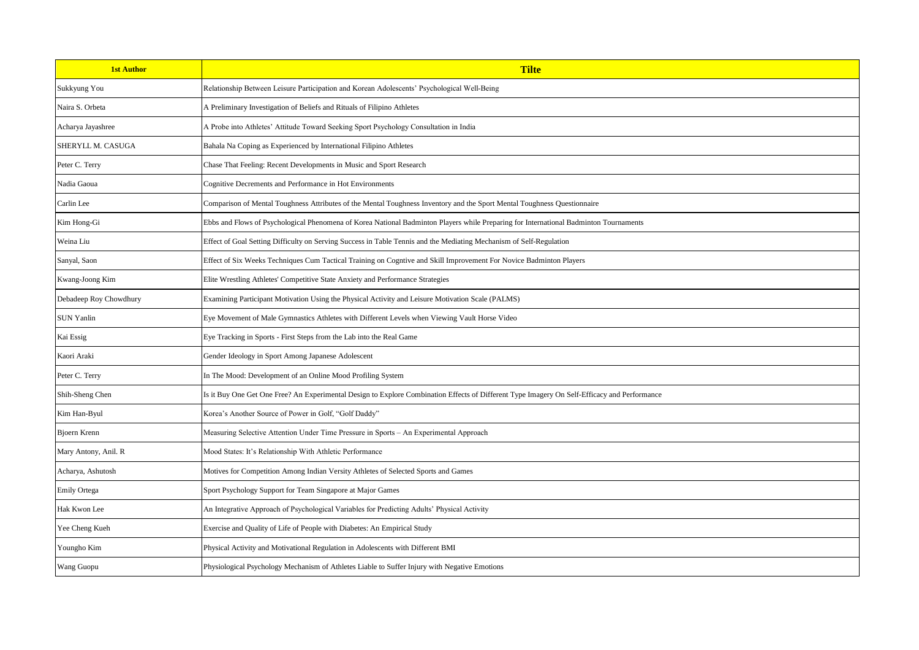| 1st Author | Tilte |
|---|---|
| Sukkyung You | Relationship Between Leisure Participation and Korean Adolescents' Psychological Well-Being |
| Naira S. Orbeta | A Preliminary Investigation of Beliefs and Rituals of Filipino Athletes |
| Acharya Jayashree | A Probe into Athletes' Attitude Toward Seeking Sport Psychology Consultation in India |
| SHERYLL M. CASUGA | Bahala Na Coping as Experienced by International Filipino Athletes |
| Peter C. Terry | Chase That Feeling: Recent Developments in Music and Sport Research |
| Nadia Gaoua | Cognitive Decrements and Performance in Hot Environments |
| Carlin Lee | Comparison of Mental Toughness Attributes of the Mental Toughness Inventory and the Sport Mental Toughness Questionnaire |
| Kim Hong-Gi | Ebbs and Flows of Psychological Phenomena of Korea National Badminton Players while Preparing for International Badminton Tournaments |
| Weina Liu | Effect of Goal Setting Difficulty on Serving Success in Table Tennis and the Mediating Mechanism of Self-Regulation |
| Sanyal, Saon | Effect of Six Weeks Techniques Cum Tactical Training on Cogntive and Skill Improvement For Novice Badminton Players |
| Kwang-Joong Kim | Elite Wrestling Athletes' Competitive State Anxiety and Performance Strategies |
| Debadeep Roy Chowdhury | Examining Participant Motivation Using the Physical Activity and Leisure Motivation Scale (PALMS) |
| SUN Yanlin | Eye Movement of Male Gymnastics Athletes with Different Levels when Viewing Vault Horse Video |
| Kai Essig | Eye Tracking in Sports - First Steps from the Lab into the Real Game |
| Kaori Araki | Gender Ideology in Sport Among Japanese Adolescent |
| Peter C. Terry | In The Mood: Development of an Online Mood Profiling System |
| Shih-Sheng Chen | Is it Buy One Get One Free? An Experimental Design to Explore Combination Effects of Different Type Imagery On Self-Efficacy and Performance |
| Kim Han-Byul | Korea's Another Source of Power in Golf, "Golf Daddy" |
| Bjoern Krenn | Measuring Selective Attention Under Time Pressure in Sports – An Experimental Approach |
| Mary Antony, Anil. R | Mood States: It's Relationship With Athletic Performance |
| Acharya, Ashutosh | Motives for Competition Among Indian Versity Athletes of Selected Sports and Games |
| Emily Ortega | Sport Psychology Support for Team Singapore at Major Games |
| Hak Kwon Lee | An Integrative Approach of Psychological Variables for Predicting Adults' Physical Activity |
| Yee Cheng Kueh | Exercise and Quality of Life of People with Diabetes: An Empirical Study |
| Youngho Kim | Physical Activity and Motivational Regulation in Adolescents with Different BMI |
| Wang Guopu | Physiological Psychology Mechanism of Athletes Liable to Suffer Injury with Negative Emotions |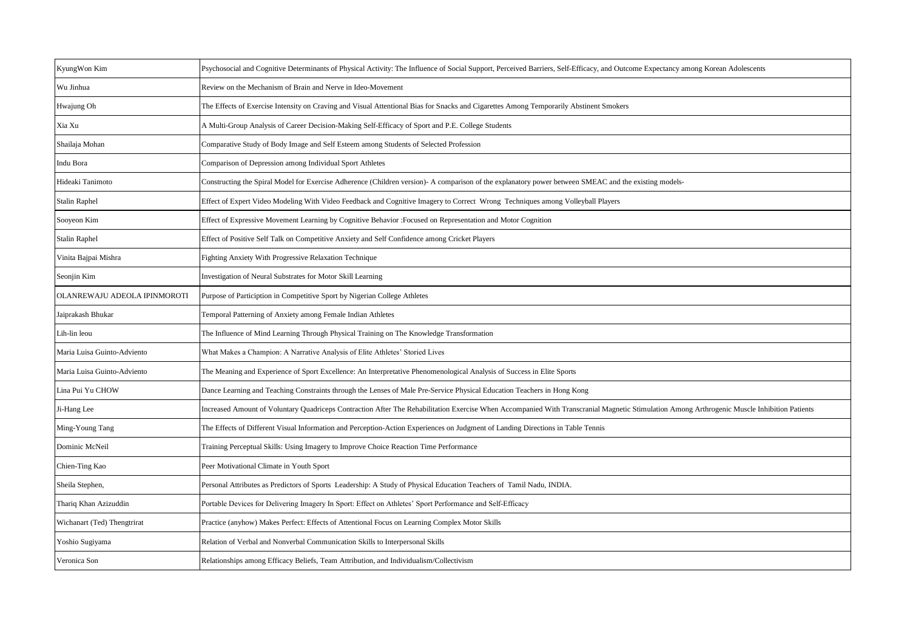| | |
|---|---|
| KyungWon Kim | Psychosocial and Cognitive Determinants of Physical Activity: The Influence of Social Support, Perceived Barriers, Self-Efficacy, and Outcome Expectancy among Korean Adolescents |
| Wu Jinhua | Review on the Mechanism of Brain and Nerve in Ideo-Movement |
| Hwajung Oh | The Effects of Exercise Intensity on Craving and Visual Attentional Bias for Snacks and Cigarettes Among Temporarily Abstinent Smokers |
| Xia Xu | A Multi-Group Analysis of Career Decision-Making Self-Efficacy of Sport and P.E. College Students |
| Shailaja Mohan | Comparative Study of Body Image and Self Esteem among Students of Selected Profession |
| Indu Bora | Comparison of Depression among Individual Sport Athletes |
| Hideaki Tanimoto | Constructing the Spiral Model for Exercise Adherence (Children version)- A comparison of the explanatory power between SMEAC and the existing models- |
| Stalin Raphel | Effect of Expert Video Modeling With Video Feedback and Cognitive Imagery to Correct Wrong Techniques among Volleyball Players |
| Sooyeon Kim | Effect of Expressive Movement Learning by Cognitive Behavior :Focused on Representation and Motor Cognition |
| Stalin Raphel | Effect of Positive Self Talk on Competitive Anxiety and Self Confidence among Cricket Players |
| Vinita Bajpai Mishra | Fighting Anxiety With Progressive Relaxation Technique |
| Seonjin Kim | Investigation of Neural Substrates for Motor Skill Learning |
| OLANREWAJU ADEOLA IPINMOROTI | Purpose of Participation in Competitive Sport by Nigerian College Athletes |
| Jaiprakash Bhukar | Temporal Patterning of Anxiety among Female Indian Athletes |
| Lih-lin leou | The Influence of Mind Learning Through Physical Training on The Knowledge Transformation |
| Maria Luisa Guinto-Adviento | What Makes a Champion: A Narrative Analysis of Elite Athletes' Storied Lives |
| Maria Luisa Guinto-Adviento | The Meaning and Experience of Sport Excellence: An Interpretative Phenomenological Analysis of Success in Elite Sports |
| Lina Pui Yu CHOW | Dance Learning and Teaching Constraints through the Lenses of Male Pre-Service Physical Education Teachers in Hong Kong |
| Ji-Hang Lee | Increased Amount of Voluntary Quadriceps Contraction After The Rehabilitation Exercise When Accompanied With Transcranial Magnetic Stimulation Among Arthrogenic Muscle Inhibition Patients |
| Ming-Young Tang | The Effects of Different Visual Information and Perception-Action Experiences on Judgment of Landing Directions in Table Tennis |
| Dominic McNeil | Training Perceptual Skills: Using Imagery to Improve Choice Reaction Time Performance |
| Chien-Ting Kao | Peer Motivational Climate in Youth Sport |
| Sheila Stephen, | Personal Attributes as Predictors of Sports Leadership: A Study of Physical Education Teachers of Tamil Nadu, INDIA. |
| Thariq Khan Azizuddin | Portable Devices for Delivering Imagery In Sport: Effect on Athletes' Sport Performance and Self-Efficacy |
| Wichanart (Ted) Thengtrirat | Practice (anyhow) Makes Perfect: Effects of Attentional Focus on Learning Complex Motor Skills |
| Yoshio Sugiyama | Relation of Verbal and Nonverbal Communication Skills to Interpersonal Skills |
| Veronica Son | Relationships among Efficacy Beliefs, Team Attribution, and Individualism/Collectivism |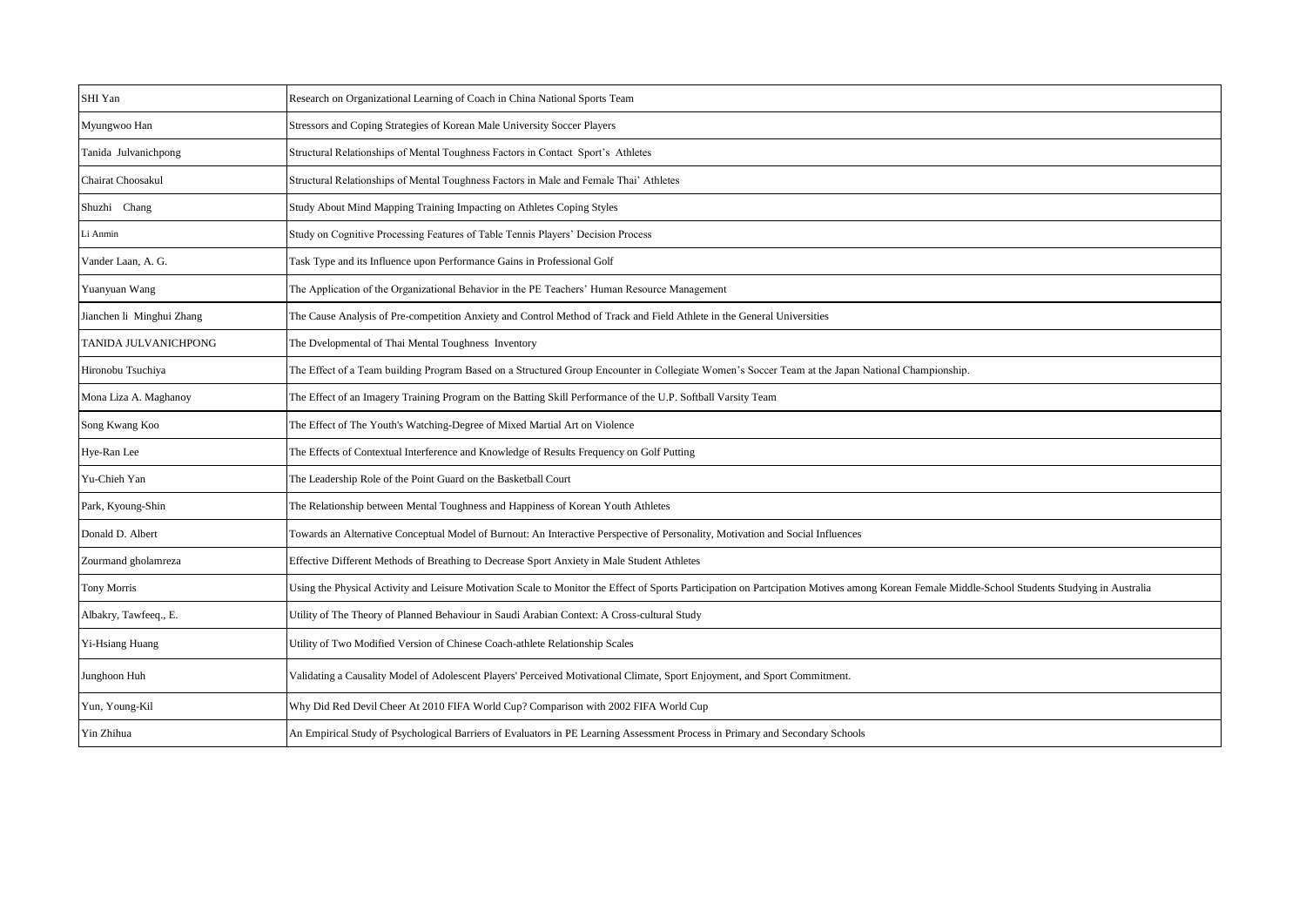| SHI Yan | Research on Organizational Learning of Coach in China National Sports Team |
|---|---|
| Myungwoo Han | Stressors and Coping Strategies of Korean Male University Soccer Players |
| Tanida  Julvanichpong | Structural Relationships of Mental Toughness Factors in Contact  Sport's  Athletes |
| Chairat Choosakul | Structural Relationships of Mental Toughness Factors in Male and Female Thai' Athletes |
| Shuzhi   Chang | Study About Mind Mapping Training Impacting on Athletes Coping Styles |
| Li Anmin | Study on Cognitive Processing Features of Table Tennis Players' Decision Process |
| Vander Laan, A. G. | Task Type and its Influence upon Performance Gains in Professional Golf |
| Yuanyuan Wang | The Application of the Organizational Behavior in the PE Teachers' Human Resource Management |
| Jianchen li  Minghui Zhang | The Cause Analysis of Pre-competition Anxiety and Control Method of Track and Field Athlete in the General Universities |
| TANIDA JULVANICHPONG | The Dvelopmental of Thai Mental Toughness  Inventory |
| Hironobu Tsuchiya | The Effect of a Team building Program Based on a Structured Group Encounter in Collegiate Women's Soccer Team at the Japan National Championship. |
| Mona Liza A. Maghanoy | The Effect of an Imagery Training Program on the Batting Skill Performance of the U.P. Softball Varsity Team |
| Song Kwang Koo | The Effect of The Youth's Watching-Degree of Mixed Martial Art on Violence |
| Hye-Ran Lee | The Effects of Contextual Interference and Knowledge of Results Frequency on Golf Putting |
| Yu-Chieh Yan | The Leadership Role of the Point Guard on the Basketball Court |
| Park, Kyoung-Shin | The Relationship between Mental Toughness and Happiness of Korean Youth Athletes |
| Donald D. Albert | Towards an Alternative Conceptual Model of Burnout: An Interactive Perspective of Personality, Motivation and Social Influences |
| Zourmand gholamreza | Effective Different Methods of Breathing to Decrease Sport Anxiety in Male Student Athletes |
| Tony Morris | Using the Physical Activity and Leisure Motivation Scale to Monitor the Effect of Sports Participation on Partcipation Motives among Korean Female Middle-School Students Studying in Australia |
| Albakry, Tawfeeq., E. | Utility of The Theory of Planned Behaviour in Saudi Arabian Context: A Cross-cultural Study |
| Yi-Hsiang Huang | Utility of Two Modified Version of Chinese Coach-athlete Relationship Scales |
| Junghoon Huh | Validating a Causality Model of Adolescent Players' Perceived Motivational Climate, Sport Enjoyment, and Sport Commitment. |
| Yun, Young-Kil | Why Did Red Devil Cheer At 2010 FIFA World Cup? Comparison with 2002 FIFA World Cup |
| Yin Zhihua | An Empirical Study of Psychological Barriers of Evaluators in PE Learning Assessment Process in Primary and Secondary Schools |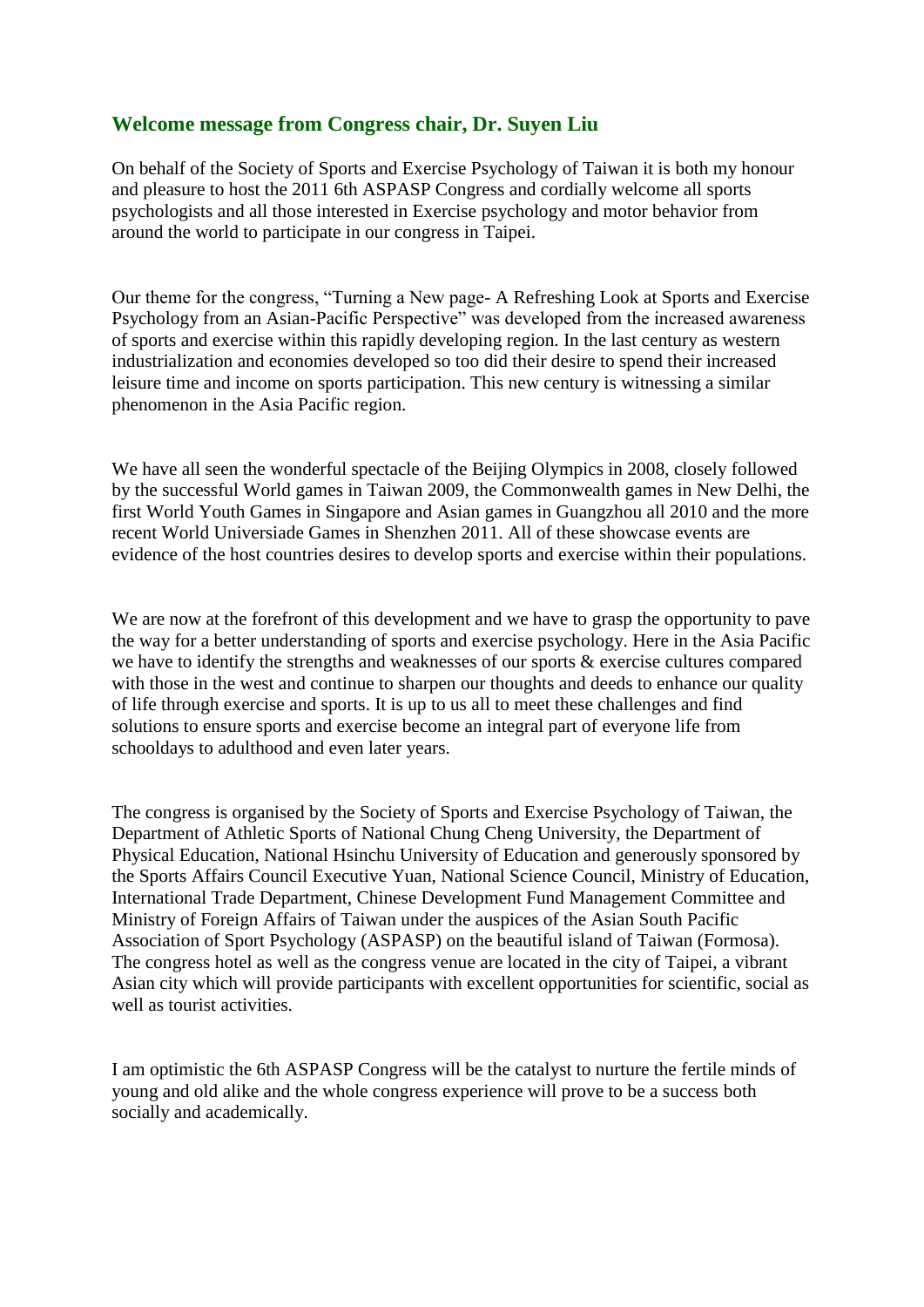## Welcome message from Congress chair, Dr. Suyen Liu

On behalf of the Society of Sports and Exercise Psychology of Taiwan it is both my honour and pleasure to host the 2011 6th ASPASP Congress and cordially welcome all sports psychologists and all those interested in Exercise psychology and motor behavior from around the world to participate in our congress in Taipei.

Our theme for the congress, "Turning a New page- A Refreshing Look at Sports and Exercise Psychology from an Asian-Pacific Perspective" was developed from the increased awareness of sports and exercise within this rapidly developing region. In the last century as western industrialization and economies developed so too did their desire to spend their increased leisure time and income on sports participation. This new century is witnessing a similar phenomenon in the Asia Pacific region.

We have all seen the wonderful spectacle of the Beijing Olympics in 2008, closely followed by the successful World games in Taiwan 2009, the Commonwealth games in New Delhi, the first World Youth Games in Singapore and Asian games in Guangzhou all 2010 and the more recent World Universiade Games in Shenzhen 2011. All of these showcase events are evidence of the host countries desires to develop sports and exercise within their populations.

We are now at the forefront of this development and we have to grasp the opportunity to pave the way for a better understanding of sports and exercise psychology. Here in the Asia Pacific we have to identify the strengths and weaknesses of our sports & exercise cultures compared with those in the west and continue to sharpen our thoughts and deeds to enhance our quality of life through exercise and sports. It is up to us all to meet these challenges and find solutions to ensure sports and exercise become an integral part of everyone life from schooldays to adulthood and even later years.

The congress is organised by the Society of Sports and Exercise Psychology of Taiwan, the Department of Athletic Sports of National Chung Cheng University, the Department of Physical Education, National Hsinchu University of Education and generously sponsored by the Sports Affairs Council Executive Yuan, National Science Council, Ministry of Education, International Trade Department, Chinese Development Fund Management Committee and Ministry of Foreign Affairs of Taiwan under the auspices of the Asian South Pacific Association of Sport Psychology (ASPASP) on the beautiful island of Taiwan (Formosa). The congress hotel as well as the congress venue are located in the city of Taipei, a vibrant Asian city which will provide participants with excellent opportunities for scientific, social as well as tourist activities.

I am optimistic the 6th ASPASP Congress will be the catalyst to nurture the fertile minds of young and old alike and the whole congress experience will prove to be a success both socially and academically.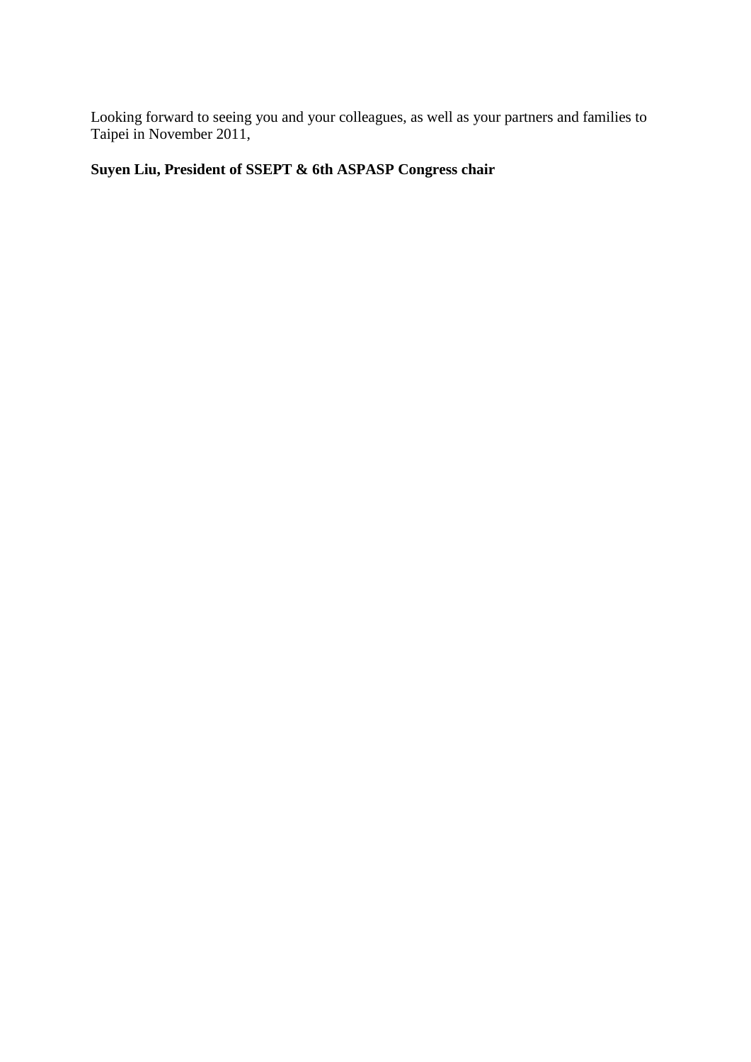Looking forward to seeing you and your colleagues, as well as your partners and families to Taipei in November 2011,

**Suyen Liu, President of SSEPT & 6th ASPASP Congress chair**